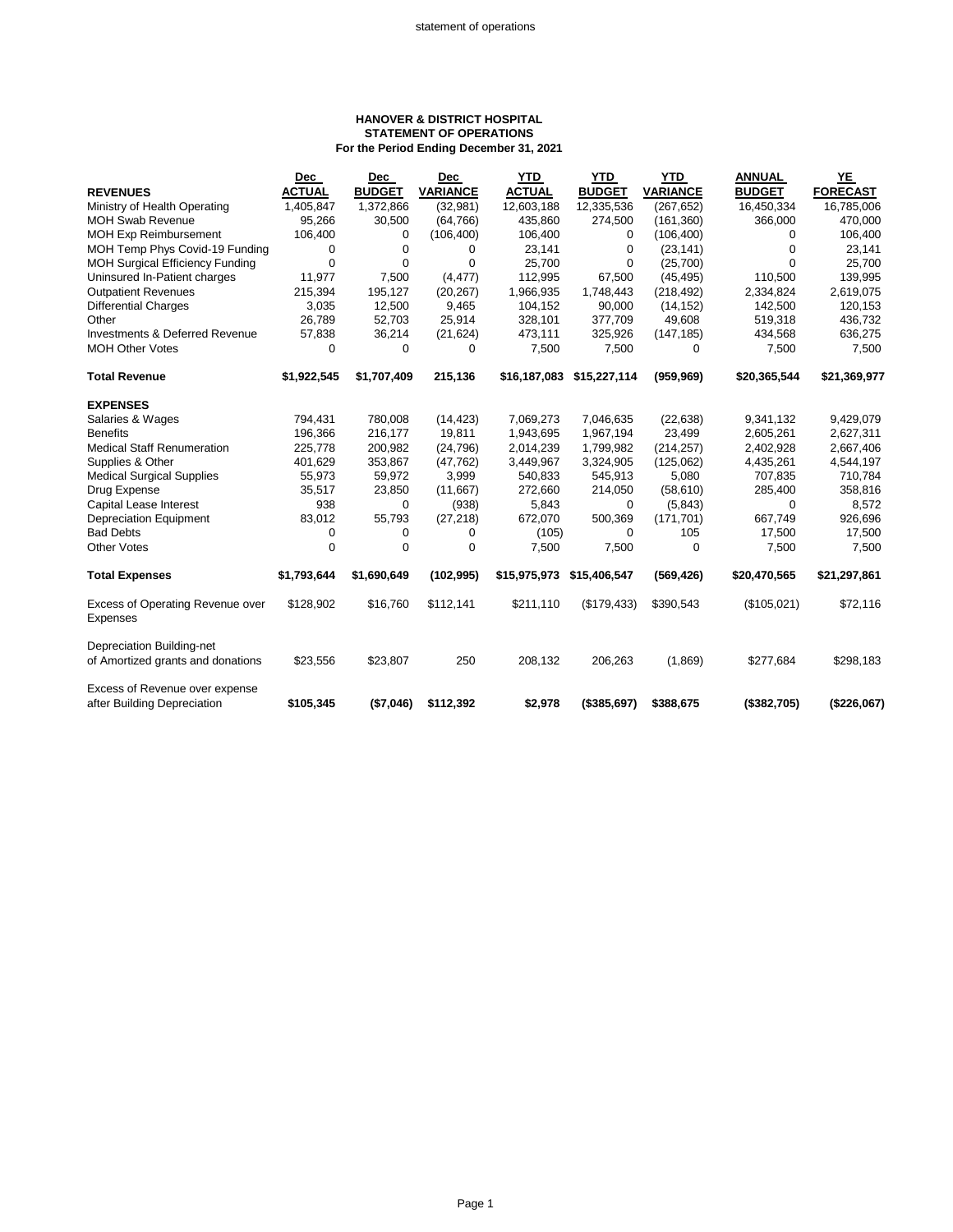**HANOVER & DISTRICT HOSPITAL**
**STATEMENT OF OPERATIONS**
**For the Period Ending December 31, 2021**

| REVENUES | Dec ACTUAL | Dec BUDGET | Dec VARIANCE | YTD ACTUAL | YTD BUDGET | YTD VARIANCE | ANNUAL BUDGET | YE FORECAST |
|---|---|---|---|---|---|---|---|---|
| Ministry of Health Operating | 1,405,847 | 1,372,866 | (32,981) | 12,603,188 | 12,335,536 | (267,652) | 16,450,334 | 16,785,006 |
| MOH Swab Revenue | 95,266 | 30,500 | (64,766) | 435,860 | 274,500 | (161,360) | 366,000 | 470,000 |
| MOH Exp Reimbursement | 106,400 | 0 | (106,400) | 106,400 | 0 | (106,400) | 0 | 106,400 |
| MOH Temp Phys Covid-19 Funding | 0 | 0 | 0 | 23,141 | 0 | (23,141) | 0 | 23,141 |
| MOH Surgical Efficiency Funding | 0 | 0 | 0 | 25,700 | 0 | (25,700) | 0 | 25,700 |
| Uninsured In-Patient charges | 11,977 | 7,500 | (4,477) | 112,995 | 67,500 | (45,495) | 110,500 | 139,995 |
| Outpatient Revenues | 215,394 | 195,127 | (20,267) | 1,966,935 | 1,748,443 | (218,492) | 2,334,824 | 2,619,075 |
| Differential Charges | 3,035 | 12,500 | 9,465 | 104,152 | 90,000 | (14,152) | 142,500 | 120,153 |
| Other | 26,789 | 52,703 | 25,914 | 328,101 | 377,709 | 49,608 | 519,318 | 436,732 |
| Investments & Deferred Revenue | 57,838 | 36,214 | (21,624) | 473,111 | 325,926 | (147,185) | 434,568 | 636,275 |
| MOH Other Votes | 0 | 0 | 0 | 7,500 | 7,500 | 0 | 7,500 | 7,500 |
| **Total Revenue** | **$1,922,545** | **$1,707,409** | **215,136** | **$16,187,083** | **$15,227,114** | **(959,969)** | **$20,365,544** | **$21,369,977** |
| **EXPENSES** | | | | | | | | |
| Salaries & Wages | 794,431 | 780,008 | (14,423) | 7,069,273 | 7,046,635 | (22,638) | 9,341,132 | 9,429,079 |
| Benefits | 196,366 | 216,177 | 19,811 | 1,943,695 | 1,967,194 | 23,499 | 2,605,261 | 2,627,311 |
| Medical Staff Renumeration | 225,778 | 200,982 | (24,796) | 2,014,239 | 1,799,982 | (214,257) | 2,402,928 | 2,667,406 |
| Supplies & Other | 401,629 | 353,867 | (47,762) | 3,449,967 | 3,324,905 | (125,062) | 4,435,261 | 4,544,197 |
| Medical Surgical Supplies | 55,973 | 59,972 | 3,999 | 540,833 | 545,913 | 5,080 | 707,835 | 710,784 |
| Drug Expense | 35,517 | 23,850 | (11,667) | 272,660 | 214,050 | (58,610) | 285,400 | 358,816 |
| Capital Lease Interest | 938 | 0 | (938) | 5,843 | 0 | (5,843) | 0 | 8,572 |
| Depreciation Equipment | 83,012 | 55,793 | (27,218) | 672,070 | 500,369 | (171,701) | 667,749 | 926,696 |
| Bad Debts | 0 | 0 | 0 | (105) | 0 | 105 | 17,500 | 17,500 |
| Other Votes | 0 | 0 | 0 | 7,500 | 7,500 | 0 | 7,500 | 7,500 |
| **Total Expenses** | **$1,793,644** | **$1,690,649** | **(102,995)** | **$15,975,973** | **$15,406,547** | **(569,426)** | **$20,470,565** | **$21,297,861** |
| Excess of Operating Revenue over Expenses | $128,902 | $16,760 | $112,141 | $211,110 | ($179,433) | $390,543 | ($105,021) | $72,116 |
| Depreciation Building-net of Amortized grants and donations | $23,556 | $23,807 | 250 | 208,132 | 206,263 | (1,869) | $277,684 | $298,183 |
| Excess of Revenue over expense after Building Depreciation | **$105,345** | **($7,046)** | **$112,392** | **$2,978** | **($385,697)** | **$388,675** | **($382,705)** | **($226,067)** |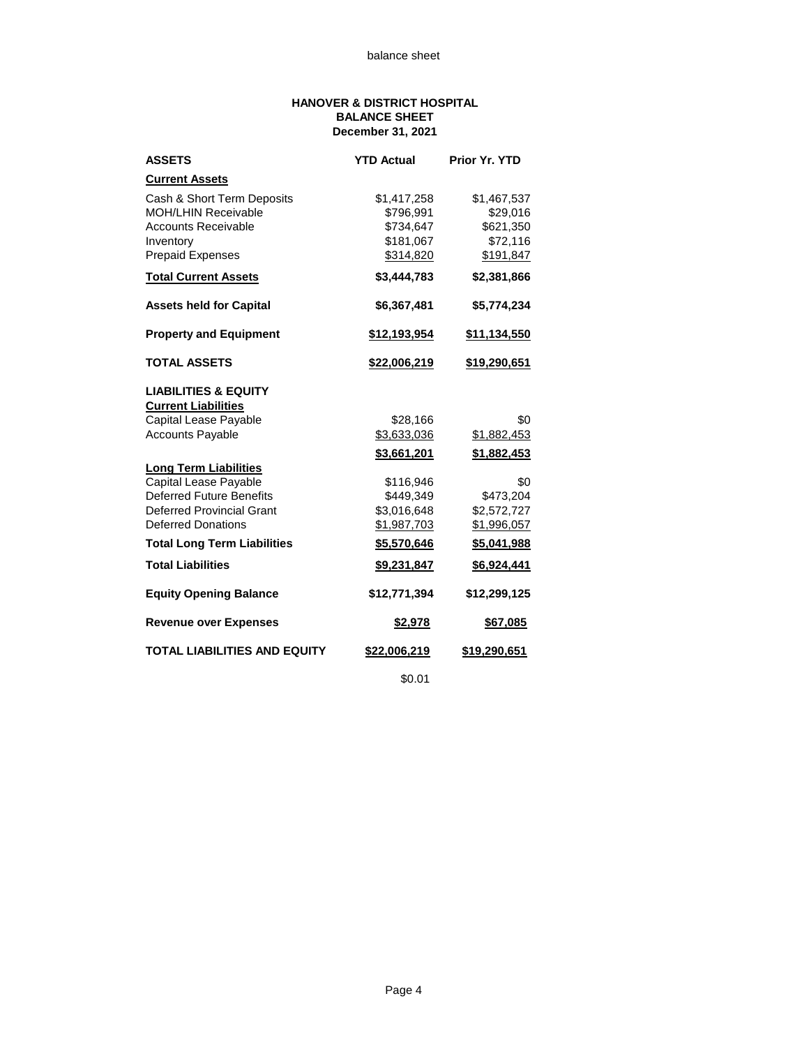balance sheet

# HANOVER & DISTRICT HOSPITAL
## BALANCE SHEET
### December 31, 2021

| ASSETS | YTD Actual | Prior Yr. YTD |
|---|---|---|
| **Current Assets** | | |
| Cash & Short Term Deposits | $1,417,258 | $1,467,537 |
| MOH/LHIN Receivable | $796,991 | $29,016 |
| Accounts Receivable | $734,647 | $621,350 |
| Inventory | $181,067 | $72,116 |
| Prepaid Expenses | $314,820 | $191,847 |
| **Total Current Assets** | **$3,444,783** | **$2,381,866** |
| **Assets held for Capital** | **$6,367,481** | **$5,774,234** |
| **Property and Equipment** | **$12,193,954** | **$11,134,550** |
| **TOTAL ASSETS** | **$22,006,219** | **$19,290,651** |
| **LIABILITIES & EQUITY** | | |
| **Current Liabilities** | | |
| Capital Lease Payable | $28,166 | $0 |
| Accounts Payable | $3,633,036 | $1,882,453 |
| | **$3,661,201** | **$1,882,453** |
| **Long Term Liabilities** | | |
| Capital Lease Payable | $116,946 | $0 |
| Deferred Future Benefits | $449,349 | $473,204 |
| Deferred Provincial Grant | $3,016,648 | $2,572,727 |
| Deferred Donations | $1,987,703 | $1,996,057 |
| **Total Long Term Liabilities** | **$5,570,646** | **$5,041,988** |
| **Total Liabilities** | **$9,231,847** | **$6,924,441** |
| **Equity Opening Balance** | **$12,771,394** | **$12,299,125** |
| **Revenue over Expenses** | **$2,978** | **$67,085** |
| **TOTAL LIABILITIES AND EQUITY** | **$22,006,219** | **$19,290,651** |
| | $0.01 | |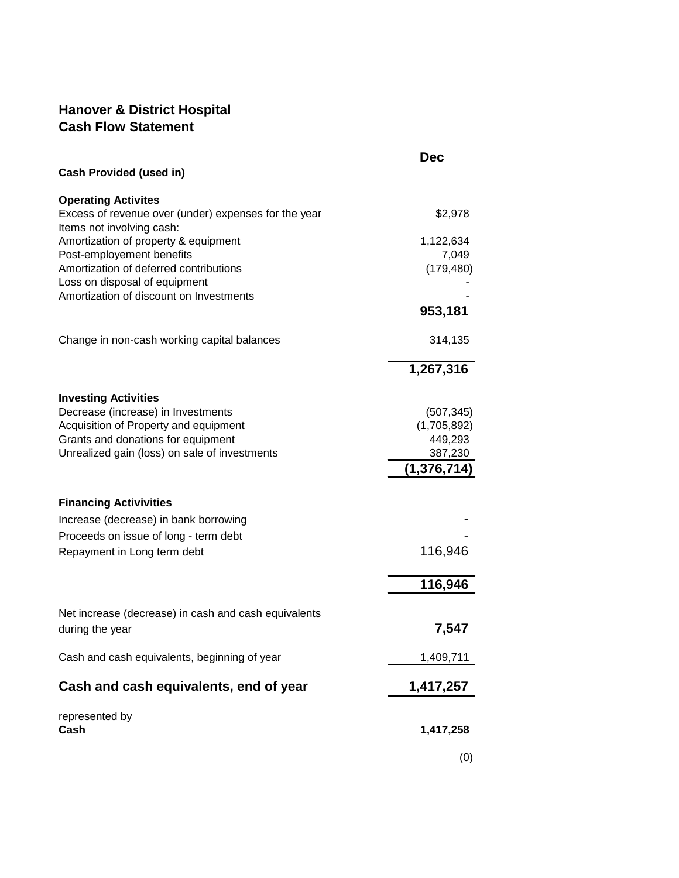**Hanover & District Hospital**
**Cash Flow Statement**

| | Dec |
|---|---|
| **Cash Provided (used in)** | |
| | |
| **Operating Activites** | |
| Excess of revenue over (under) expenses for the year | $2,978 |
| Items not involving cash: | |
| Amortization of property & equipment | 1,122,634 |
| Post-employement benefits | 7,049 |
| Amortization of deferred contributions | (179,480) |
| Loss on disposal of equipment | - |
| Amortization of discount on Investments | - |
| | **953,181** |
| Change in non-cash working capital balances | 314,135 |
| | **1,267,316** |
| | |
| **Investing Activities** | |
| Decrease (increase) in Investments | (507,345) |
| Acquisition of Property and equipment | (1,705,892) |
| Grants and donations for equipment | 449,293 |
| Unrealized gain (loss) on sale of investments | 387,230 |
| | **(1,376,714)** |
| | |
| **Financing Activivities** | |
| Increase (decrease) in bank borrowing | - |
| Proceeds on issue of long - term debt | - |
| Repayment in Long term debt | 116,946 |
| | **116,946** |
| | |
| Net increase (decrease) in cash and cash equivalents during the year | **7,547** |
| Cash and cash equivalents, beginning of year | 1,409,711 |
| **Cash and cash equivalents, end of year** | **1,417,257** |
| | |
| represented by | |
| **Cash** | **1,417,258** |
| | (0) |